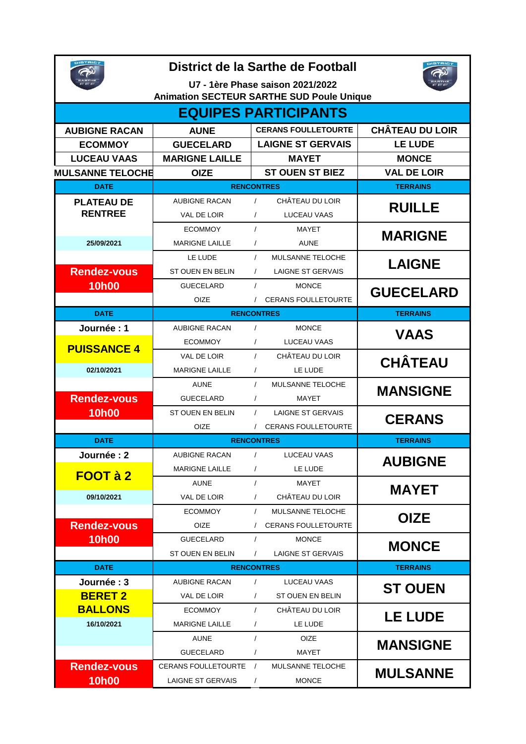# District de la Sarthe de Football

**U7 - 1ère Phase saison 2021/2022**

**Animation SECTEUR SARTHE SUD Poule Unique**

## EQUIPES PARTICIPANTS

| | | | |
|---|---|---|---|
| AUBIGNE RACAN | AUNE | CERANS FOULLETOURTE | CHÂTEAU DU LOIR |
| ECOMMOY | GUECELARD | LAIGNE ST GERVAIS | LE LUDE |
| LUCEAU VAAS | MARIGNE LAILLE | MAYET | MONCE |
| MULSANNE TELOCHE | OIZE | ST OUEN ST BIEZ | VAL DE LOIR |

| DATE | RENCONTRES | | | TERRAINS |
|---|---|---|---|---|
| PLATEAU DE RENTREE | AUBIGNE RACAN | / | CHÂTEAU DU LOIR | RUILLE |
| | VAL DE LOIR | / | LUCEAU VAAS | |
| | ECOMMOY | / | MAYET | MARIGNE |
| 25/09/2021 | MARIGNE LAILLE | / | AUNE | |
| | LE LUDE | / | MULSANNE TELOCHE | LAIGNE |
| Rendez-vous | ST OUEN EN BELIN | / | LAIGNE ST GERVAIS | |
| 10h00 | GUECELARD | / | MONCE | GUECELARD |
| | OIZE | / | CERANS FOULLETOURTE | |

| DATE | RENCONTRES | | | TERRAINS |
|---|---|---|---|---|
| Journée : 1 | AUBIGNE RACAN | / | MONCE | VAAS |
| PUISSANCE 4 | ECOMMOY | / | LUCEAU VAAS | |
| | VAL DE LOIR | / | CHÂTEAU DU LOIR | CHÂTEAU |
| 02/10/2021 | MARIGNE LAILLE | / | LE LUDE | |
| | AUNE | / | MULSANNE TELOCHE | MANSIGNE |
| Rendez-vous | GUECELARD | / | MAYET | |
| 10h00 | ST OUEN EN BELIN | / | LAIGNE ST GERVAIS | CERANS |
| | OIZE | / | CERANS FOULLETOURTE | |

| DATE | RENCONTRES | | | TERRAINS |
|---|---|---|---|---|
| Journée : 2 | AUBIGNE RACAN | / | LUCEAU VAAS | AUBIGNE |
| FOOT à 2 | MARIGNE LAILLE | / | LE LUDE | |
| | AUNE | / | MAYET | MAYET |
| 09/10/2021 | VAL DE LOIR | / | CHÂTEAU DU LOIR | |
| | ECOMMOY | / | MULSANNE TELOCHE | OIZE |
| Rendez-vous | OIZE | / | CERANS FOULLETOURTE | |
| 10h00 | GUECELARD | / | MONCE | MONCE |
| | ST OUEN EN BELIN | / | LAIGNE ST GERVAIS | |

| DATE | RENCONTRES | | | TERRAINS |
|---|---|---|---|---|
| Journée : 3 | AUBIGNE RACAN | / | LUCEAU VAAS | ST OUEN |
| BERET 2 BALLONS | VAL DE LOIR | / | ST OUEN EN BELIN | |
| | ECOMMOY | / | CHÂTEAU DU LOIR | LE LUDE |
| 16/10/2021 | MARIGNE LAILLE | / | LE LUDE | |
| | AUNE | / | OIZE | MANSIGNE |
| | GUECELARD | / | MAYET | |
| Rendez-vous | CERANS FOULLETOURTE | / | MULSANNE TELOCHE | MULSANNE |
| 10h00 | LAIGNE ST GERVAIS | / | MONCE | |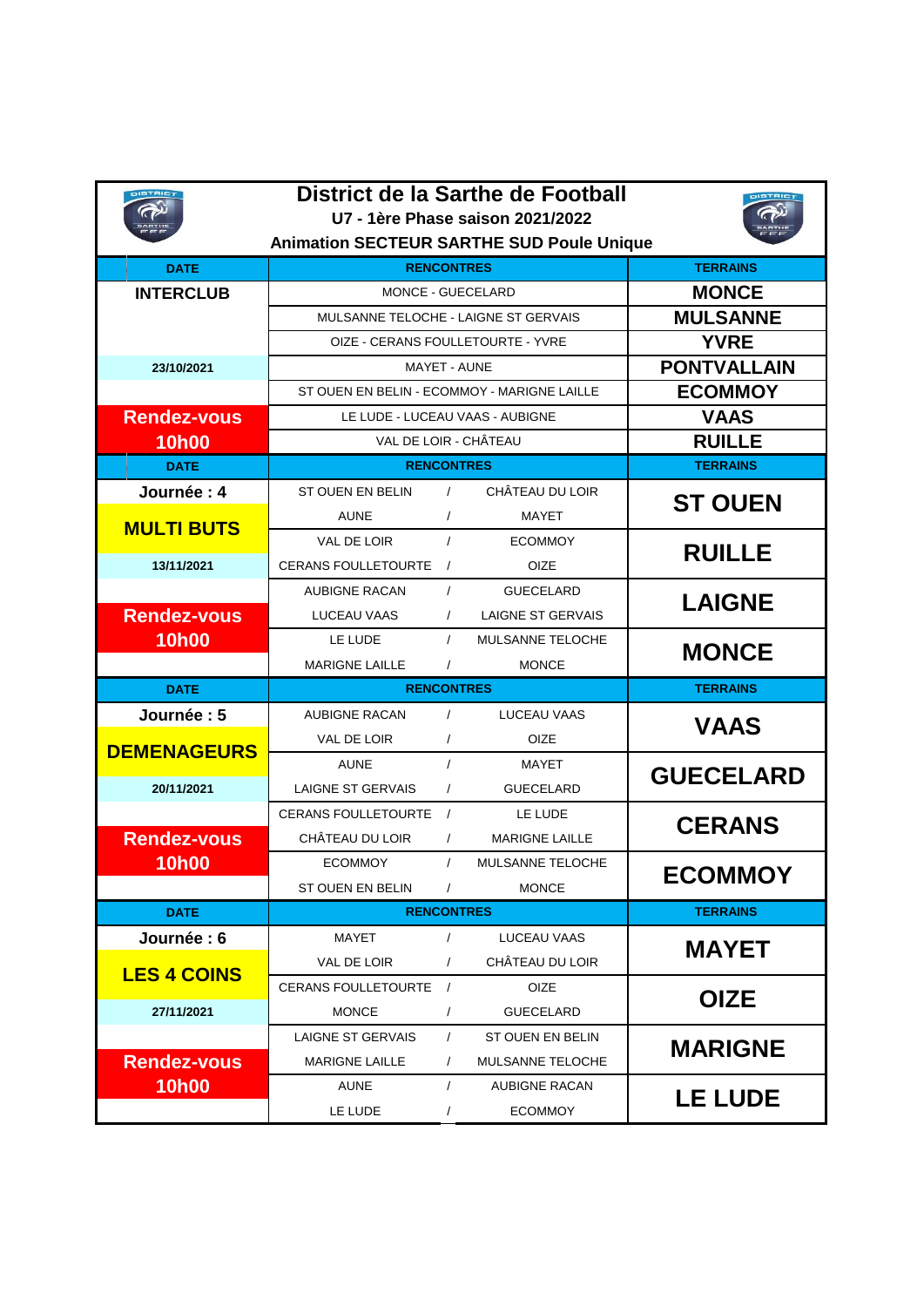# District de la Sarthe de Football

**U7 - 1ère Phase saison 2021/2022**

**Animation SECTEUR SARTHE SUD Poule Unique**

| DATE | RENCONTRES | | | TERRAINS |
|---|---|---|---|---|
| INTERCLUB | MONCE - GUECELARD | | | MONCE |
| | MULSANNE TELOCHE - LAIGNE ST GERVAIS | | | MULSANNE |
| | OIZE - CERANS FOULLETOURTE - YVRE | | | YVRE |
| 23/10/2021 | MAYET - AUNE | | | PONTVALLAIN |
| | ST OUEN EN BELIN - ECOMMOY - MARIGNE LAILLE | | | ECOMMOY |
| Rendez-vous | LE LUDE - LUCEAU VAAS - AUBIGNE | | | VAAS |
| 10h00 | VAL DE LOIR - CHÂTEAU | | | RUILLE |
| **DATE** | **RENCONTRES** | | | **TERRAINS** |
| Journée : 4 | ST OUEN EN BELIN | / | CHÂTEAU DU LOIR | ST OUEN |
| MULTI BUTS | AUNE | / | MAYET | |
| | VAL DE LOIR | / | ECOMMOY | RUILLE |
| 13/11/2021 | CERANS FOULLETOURTE | / | OIZE | |
| | AUBIGNE RACAN | / | GUECELARD | LAIGNE |
| Rendez-vous | LUCEAU VAAS | / | LAIGNE ST GERVAIS | |
| 10h00 | LE LUDE | / | MULSANNE TELOCHE | MONCE |
| | MARIGNE LAILLE | / | MONCE | |
| **DATE** | **RENCONTRES** | | | **TERRAINS** |
| Journée : 5 | AUBIGNE RACAN | / | LUCEAU VAAS | VAAS |
| DEMENAGEURS | VAL DE LOIR | / | OIZE | |
| | AUNE | / | MAYET | GUECELARD |
| 20/11/2021 | LAIGNE ST GERVAIS | / | GUECELARD | |
| | CERANS FOULLETOURTE | / | LE LUDE | CERANS |
| Rendez-vous | CHÂTEAU DU LOIR | / | MARIGNE LAILLE | |
| 10h00 | ECOMMOY | / | MULSANNE TELOCHE | ECOMMOY |
| | ST OUEN EN BELIN | / | MONCE | |
| **DATE** | **RENCONTRES** | | | **TERRAINS** |
| Journée : 6 | MAYET | / | LUCEAU VAAS | MAYET |
| LES 4 COINS | VAL DE LOIR | / | CHÂTEAU DU LOIR | |
| | CERANS FOULLETOURTE | / | OIZE | OIZE |
| 27/11/2021 | MONCE | / | GUECELARD | |
| | LAIGNE ST GERVAIS | / | ST OUEN EN BELIN | MARIGNE |
| Rendez-vous | MARIGNE LAILLE | / | MULSANNE TELOCHE | |
| 10h00 | AUNE | / | AUBIGNE RACAN | LE LUDE |
| | LE LUDE | / | ECOMMOY | |